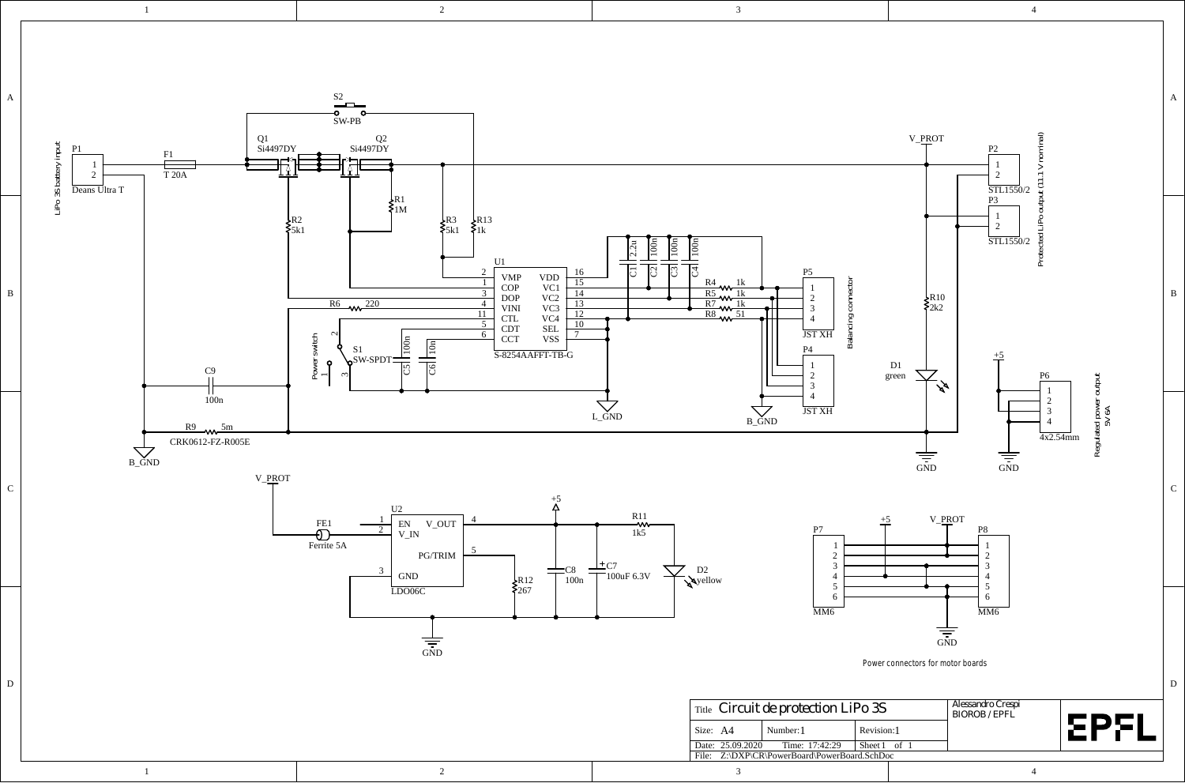# Circuit de protection LiPo 3S

**Protected LiPo output (11.1 V nominal)**

**Regulated power output 5V 6A**

**Balancing connector**

**Power switch**

**LiPo 3S battery input**

**Power connectors for motor boards**

## Components

- P1: Deans Ultra T (pins 1, 2)
- F1: T 20A
- Q1: Si4497DY
- Q2: Si4497DY
- S2: SW-PB
- R1: 1M
- R2: 5k1
- R3: 5k1
- R13: 1k
- U1: S-8254AAFFT-TB-G (VMP 2, COP 1, DOP 3, VINI 4, CTL 11, CDT 5, CCT 6, VDD 16, VC1 15, VC2 14, VC3 13, VC4 12, SEL 10, VSS 7)
- R6: 220
- S1: SW-SPDT
- C5: 100n
- C6: 10n
- C1: 2.2u
- C2: 100n
- C3: 100n
- C4: 100n
- R4: 1k
- R5: 1k
- R7: 1k
- R8: 51
- P5: JST XH (pins 1–4)
- P4: JST XH (pins 1–4)
- C9: 100n
- R9: 5m, CRK0612-FZ-R005E
- B_GND, L_GND, GND
- V_PROT
- P2: STL1550/2
- P3: STL1550/2
- R10: 2k2
- D1: green
- P6: 4x2.54mm, +5
- U2: LDO06C (EN 1, V_IN 2, V_OUT 4, PG/TRIM 5, GND 3)
- FE1: Ferrite 5A
- R12: 267
- C8: 100n
- C7: 100uF 6.3V
- R11: 1k5
- D2: yellow
- P7: MM6 (pins 1–6)
- P8: MM6 (pins 1–6)

| Title | Circuit de protection LiPo 3S | | Alessandro Crespi BIOROB / EPFL |
|---|---|---|---|
| Size: A4 | Number: 1 | Revision: 1 | |
| Date: 25.09.2020 | Time: 17:42:29 | Sheet 1 of 1 | |
| File: Z:\DXP\CR\PowerBoard\PowerBoard.SchDoc | | | |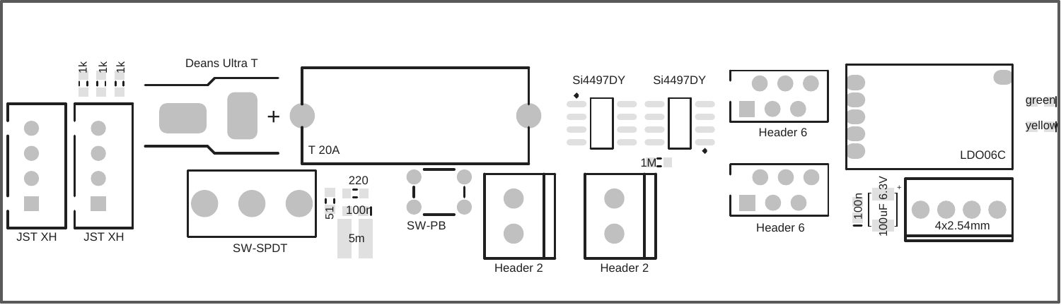JST XH

JST XH

1k 1k 1k

Deans Ultra T

+

T 20A

SW-SPDT

220

51

100n

5m

SW-PB

Header 2

Header 2

Si4497DY

Si4497DY

1M

Header 6

Header 6

LDO06C

green

yellow

100n

100uF 6.3V

+

4x2.54mm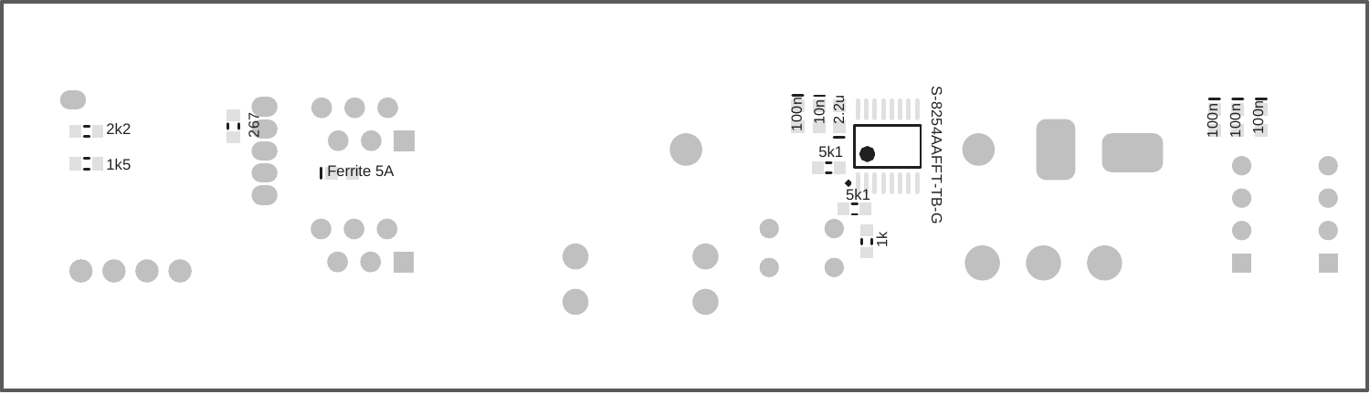2k2

1k5

267

Ferrite 5A

100n

10n

2.2u

S-8254AAFT-TB-G

5k1

5k1

1k

100n

100n

100n